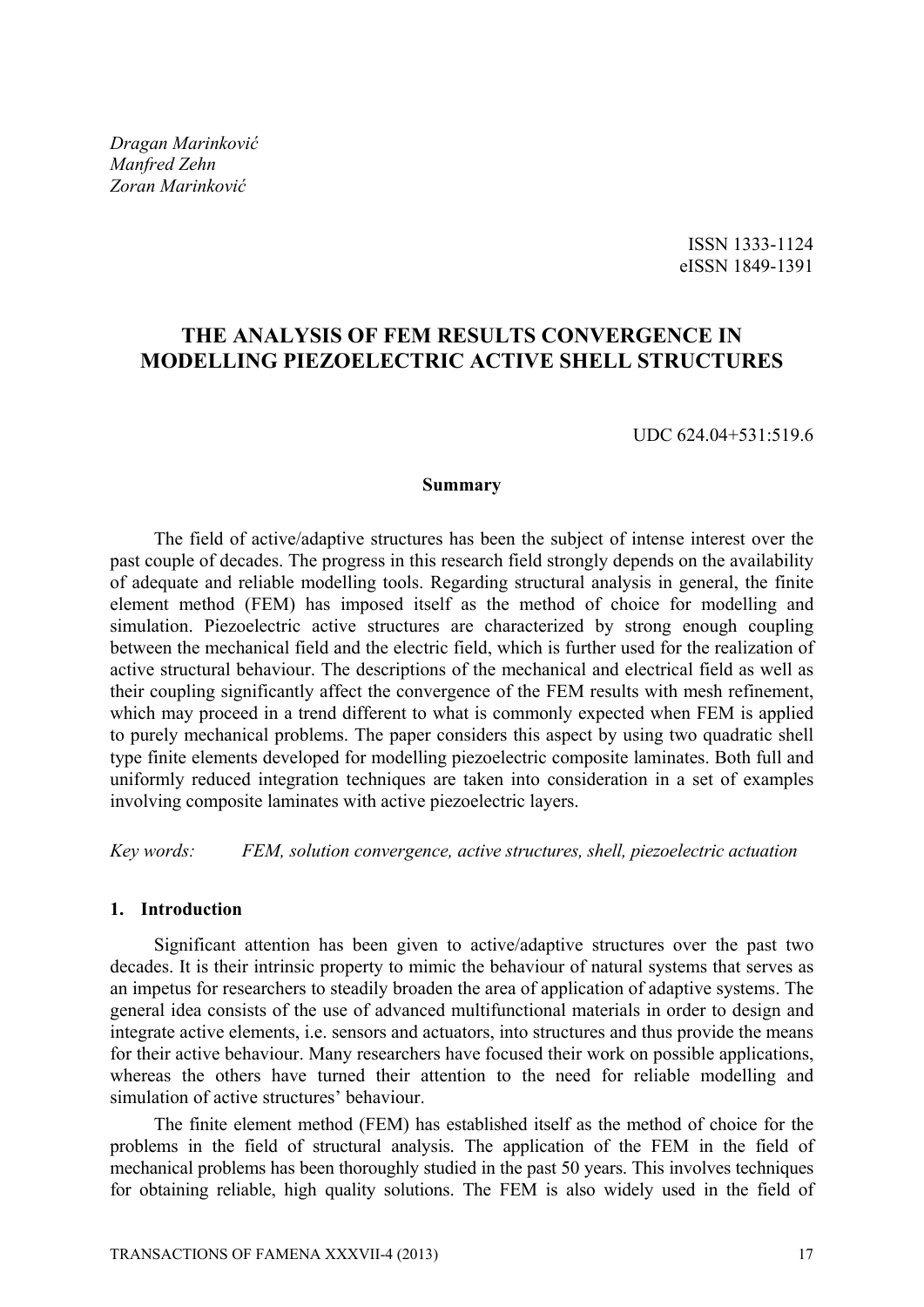*Dragan Marinković*
*Manfred Zehn*
*Zoran Marinković*

ISSN 1333-1124
eISSN 1849-1391

# THE ANALYSIS OF FEM RESULTS CONVERGENCE IN MODELLING PIEZOELECTRIC ACTIVE SHELL STRUCTURES

UDC 624.04+531:519.6

**Summary**

The field of active/adaptive structures has been the subject of intense interest over the past couple of decades. The progress in this research field strongly depends on the availability of adequate and reliable modelling tools. Regarding structural analysis in general, the finite element method (FEM) has imposed itself as the method of choice for modelling and simulation. Piezoelectric active structures are characterized by strong enough coupling between the mechanical field and the electric field, which is further used for the realization of active structural behaviour. The descriptions of the mechanical and electrical field as well as their coupling significantly affect the convergence of the FEM results with mesh refinement, which may proceed in a trend different to what is commonly expected when FEM is applied to purely mechanical problems. The paper considers this aspect by using two quadratic shell type finite elements developed for modelling piezoelectric composite laminates. Both full and uniformly reduced integration techniques are taken into consideration in a set of examples involving composite laminates with active piezoelectric layers.

*Key words:* *FEM, solution convergence, active structures, shell, piezoelectric actuation*

## 1. Introduction

Significant attention has been given to active/adaptive structures over the past two decades. It is their intrinsic property to mimic the behaviour of natural systems that serves as an impetus for researchers to steadily broaden the area of application of adaptive systems. The general idea consists of the use of advanced multifunctional materials in order to design and integrate active elements, i.e. sensors and actuators, into structures and thus provide the means for their active behaviour. Many researchers have focused their work on possible applications, whereas the others have turned their attention to the need for reliable modelling and simulation of active structures' behaviour.

The finite element method (FEM) has established itself as the method of choice for the problems in the field of structural analysis. The application of the FEM in the field of mechanical problems has been thoroughly studied in the past 50 years. This involves techniques for obtaining reliable, high quality solutions. The FEM is also widely used in the field of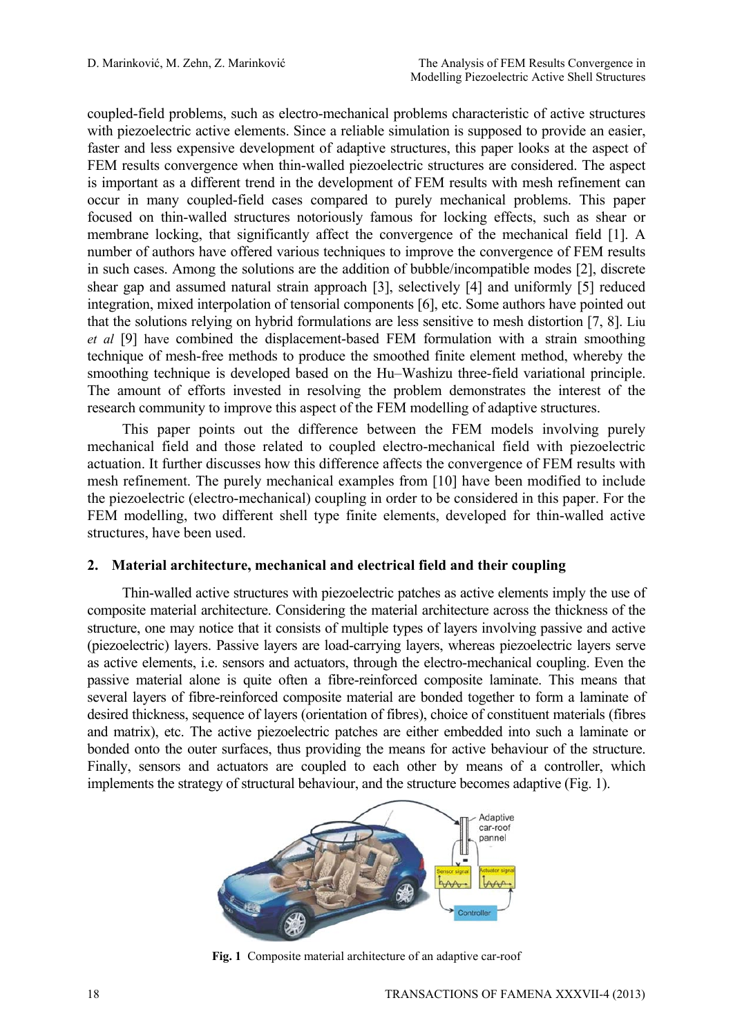coupled-field problems, such as electro-mechanical problems characteristic of active structures with piezoelectric active elements. Since a reliable simulation is supposed to provide an easier, faster and less expensive development of adaptive structures, this paper looks at the aspect of FEM results convergence when thin-walled piezoelectric structures are considered. The aspect is important as a different trend in the development of FEM results with mesh refinement can occur in many coupled-field cases compared to purely mechanical problems. This paper focused on thin-walled structures notoriously famous for locking effects, such as shear or membrane locking, that significantly affect the convergence of the mechanical field [1]. A number of authors have offered various techniques to improve the convergence of FEM results in such cases. Among the solutions are the addition of bubble/incompatible modes [2], discrete shear gap and assumed natural strain approach [3], selectively [4] and uniformly [5] reduced integration, mixed interpolation of tensorial components [6], etc. Some authors have pointed out that the solutions relying on hybrid formulations are less sensitive to mesh distortion [7, 8]. Liu *et al* [9] have combined the displacement-based FEM formulation with a strain smoothing technique of mesh-free methods to produce the smoothed finite element method, whereby the smoothing technique is developed based on the Hu–Washizu three-field variational principle. The amount of efforts invested in resolving the problem demonstrates the interest of the research community to improve this aspect of the FEM modelling of adaptive structures.

This paper points out the difference between the FEM models involving purely mechanical field and those related to coupled electro-mechanical field with piezoelectric actuation. It further discusses how this difference affects the convergence of FEM results with mesh refinement. The purely mechanical examples from [10] have been modified to include the piezoelectric (electro-mechanical) coupling in order to be considered in this paper. For the FEM modelling, two different shell type finite elements, developed for thin-walled active structures, have been used.

## 2. Material architecture, mechanical and electrical field and their coupling

Thin-walled active structures with piezoelectric patches as active elements imply the use of composite material architecture. Considering the material architecture across the thickness of the structure, one may notice that it consists of multiple types of layers involving passive and active (piezoelectric) layers. Passive layers are load-carrying layers, whereas piezoelectric layers serve as active elements, i.e. sensors and actuators, through the electro-mechanical coupling. Even the passive material alone is quite often a fibre-reinforced composite laminate. This means that several layers of fibre-reinforced composite material are bonded together to form a laminate of desired thickness, sequence of layers (orientation of fibres), choice of constituent materials (fibres and matrix), etc. The active piezoelectric patches are either embedded into such a laminate or bonded onto the outer surfaces, thus providing the means for active behaviour of the structure. Finally, sensors and actuators are coupled to each other by means of a controller, which implements the strategy of structural behaviour, and the structure becomes adaptive (Fig. 1).

**Fig. 1** Composite material architecture of an adaptive car-roof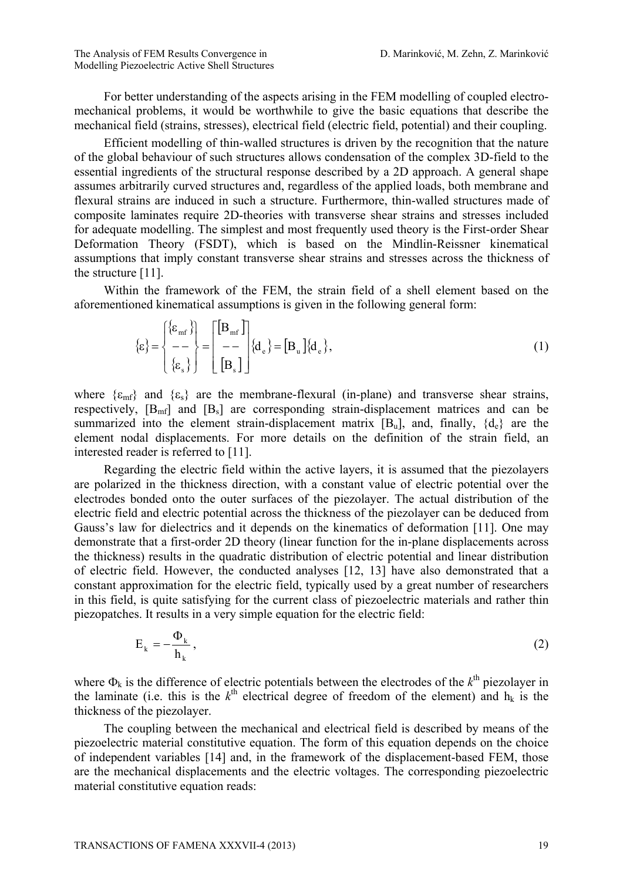For better understanding of the aspects arising in the FEM modelling of coupled electro-mechanical problems, it would be worthwhile to give the basic equations that describe the mechanical field (strains, stresses), electrical field (electric field, potential) and their coupling.

Efficient modelling of thin-walled structures is driven by the recognition that the nature of the global behaviour of such structures allows condensation of the complex 3D-field to the essential ingredients of the structural response described by a 2D approach. A general shape assumes arbitrarily curved structures and, regardless of the applied loads, both membrane and flexural strains are induced in such a structure. Furthermore, thin-walled structures made of composite laminates require 2D-theories with transverse shear strains and stresses included for adequate modelling. The simplest and most frequently used theory is the First-order Shear Deformation Theory (FSDT), which is based on the Mindlin-Reissner kinematical assumptions that imply constant transverse shear strains and stresses across the thickness of the structure [11].

Within the framework of the FEM, the strain field of a shell element based on the aforementioned kinematical assumptions is given in the following general form:

$$\{\varepsilon\} = \begin{Bmatrix} \{\varepsilon_{mf}\} \\ -- \\ \{\varepsilon_s\} \end{Bmatrix} = \begin{bmatrix} [B_{mf}] \\ -- \\ [B_s] \end{bmatrix} \{d_e\} = [B_u]\{d_e\}, \tag{1}$$

where $\{\varepsilon_{mf}\}$ and $\{\varepsilon_s\}$ are the membrane-flexural (in-plane) and transverse shear strains, respectively, $[B_{mf}]$ and $[B_s]$ are corresponding strain-displacement matrices and can be summarized into the element strain-displacement matrix $[B_u]$, and, finally, $\{d_e\}$ are the element nodal displacements. For more details on the definition of the strain field, an interested reader is referred to [11].

Regarding the electric field within the active layers, it is assumed that the piezolayers are polarized in the thickness direction, with a constant value of electric potential over the electrodes bonded onto the outer surfaces of the piezolayer. The actual distribution of the electric field and electric potential across the thickness of the piezolayer can be deduced from Gauss's law for dielectrics and it depends on the kinematics of deformation [11]. One may demonstrate that a first-order 2D theory (linear function for the in-plane displacements across the thickness) results in the quadratic distribution of electric potential and linear distribution of electric field. However, the conducted analyses [12, 13] have also demonstrated that a constant approximation for the electric field, typically used by a great number of researchers in this field, is quite satisfying for the current class of piezoelectric materials and rather thin piezopatches. It results in a very simple equation for the electric field:

$$E_k = -\frac{\Phi_k}{h_k}, \tag{2}$$

where $\Phi_k$ is the difference of electric potentials between the electrodes of the $k^{th}$ piezolayer in the laminate (i.e. this is the $k^{th}$ electrical degree of freedom of the element) and $h_k$ is the thickness of the piezolayer.

The coupling between the mechanical and electrical field is described by means of the piezoelectric material constitutive equation. The form of this equation depends on the choice of independent variables [14] and, in the framework of the displacement-based FEM, those are the mechanical displacements and the electric voltages. The corresponding piezoelectric material constitutive equation reads: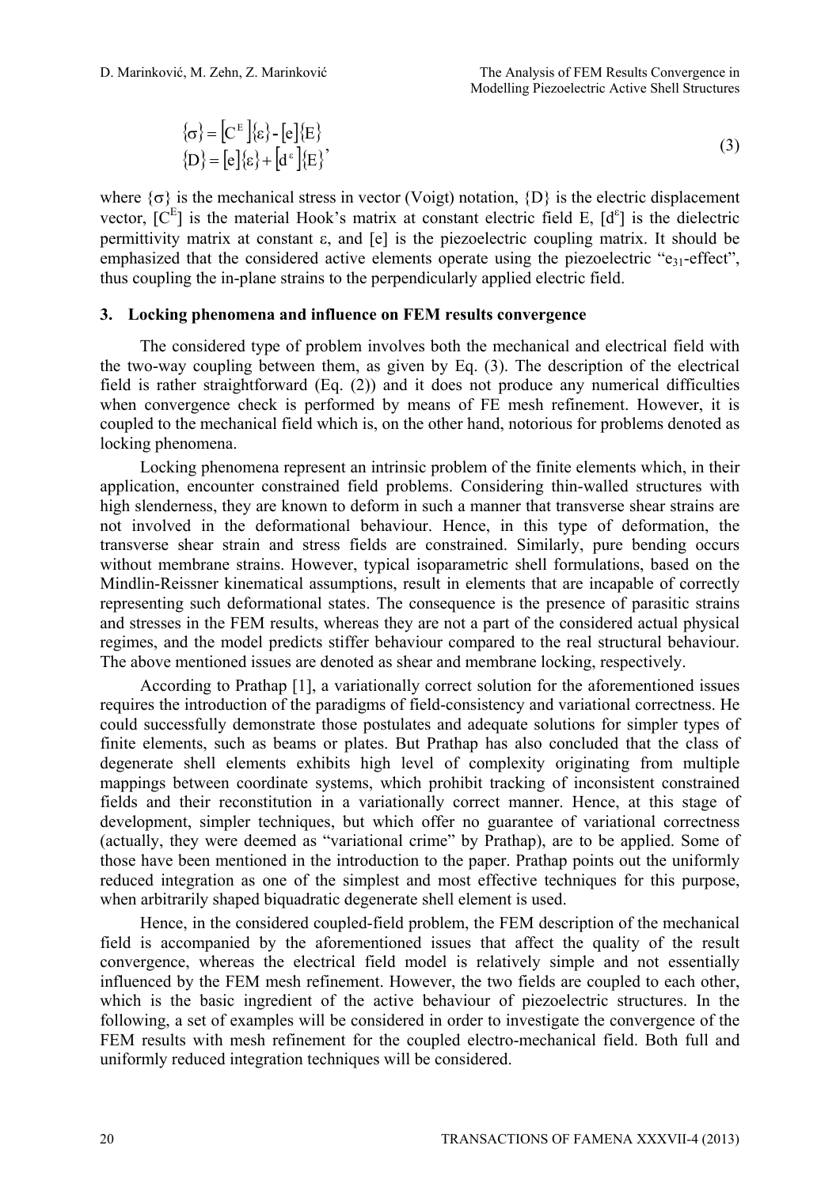$$
\begin{aligned}
\{\sigma\} &= \left[C^{E}\right]\{\varepsilon\} - [e]\{E\} \\
\{D\} &= [e]\{\varepsilon\} + \left[d^{\varepsilon}\right]\{E\}
\end{aligned}, \tag{3}
$$

where $\{\sigma\}$ is the mechanical stress in vector (Voigt) notation, $\{D\}$ is the electric displacement vector, $[C^E]$ is the material Hook's matrix at constant electric field E, $[d^\varepsilon]$ is the dielectric permittivity matrix at constant $\varepsilon$, and $[e]$ is the piezoelectric coupling matrix. It should be emphasized that the considered active elements operate using the piezoelectric "$e_{31}$-effect", thus coupling the in-plane strains to the perpendicularly applied electric field.

## 3. Locking phenomena and influence on FEM results convergence

The considered type of problem involves both the mechanical and electrical field with the two-way coupling between them, as given by Eq. (3). The description of the electrical field is rather straightforward (Eq. (2)) and it does not produce any numerical difficulties when convergence check is performed by means of FE mesh refinement. However, it is coupled to the mechanical field which is, on the other hand, notorious for problems denoted as locking phenomena.

Locking phenomena represent an intrinsic problem of the finite elements which, in their application, encounter constrained field problems. Considering thin-walled structures with high slenderness, they are known to deform in such a manner that transverse shear strains are not involved in the deformational behaviour. Hence, in this type of deformation, the transverse shear strain and stress fields are constrained. Similarly, pure bending occurs without membrane strains. However, typical isoparametric shell formulations, based on the Mindlin-Reissner kinematical assumptions, result in elements that are incapable of correctly representing such deformational states. The consequence is the presence of parasitic strains and stresses in the FEM results, whereas they are not a part of the considered actual physical regimes, and the model predicts stiffer behaviour compared to the real structural behaviour. The above mentioned issues are denoted as shear and membrane locking, respectively.

According to Prathap [1], a variationally correct solution for the aforementioned issues requires the introduction of the paradigms of field-consistency and variational correctness. He could successfully demonstrate those postulates and adequate solutions for simpler types of finite elements, such as beams or plates. But Prathap has also concluded that the class of degenerate shell elements exhibits high level of complexity originating from multiple mappings between coordinate systems, which prohibit tracking of inconsistent constrained fields and their reconstitution in a variationally correct manner. Hence, at this stage of development, simpler techniques, but which offer no guarantee of variational correctness (actually, they were deemed as "variational crime" by Prathap), are to be applied. Some of those have been mentioned in the introduction to the paper. Prathap points out the uniformly reduced integration as one of the simplest and most effective techniques for this purpose, when arbitrarily shaped biquadratic degenerate shell element is used.

Hence, in the considered coupled-field problem, the FEM description of the mechanical field is accompanied by the aforementioned issues that affect the quality of the result convergence, whereas the electrical field model is relatively simple and not essentially influenced by the FEM mesh refinement. However, the two fields are coupled to each other, which is the basic ingredient of the active behaviour of piezoelectric structures. In the following, a set of examples will be considered in order to investigate the convergence of the FEM results with mesh refinement for the coupled electro-mechanical field. Both full and uniformly reduced integration techniques will be considered.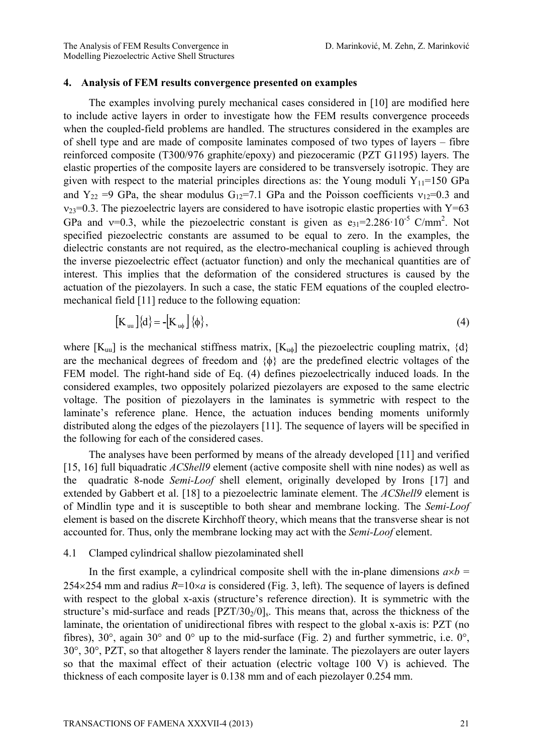## 4. Analysis of FEM results convergence presented on examples

The examples involving purely mechanical cases considered in [10] are modified here to include active layers in order to investigate how the FEM results convergence proceeds when the coupled-field problems are handled. The structures considered in the examples are of shell type and are made of composite laminates composed of two types of layers – fibre reinforced composite (T300/976 graphite/epoxy) and piezoceramic (PZT G1195) layers. The elastic properties of the composite layers are considered to be transversely isotropic. They are given with respect to the material principles directions as: the Young moduli $Y_{11}$=150 GPa and $Y_{22}$ =9 GPa, the shear modulus $G_{12}$=7.1 GPa and the Poisson coefficients $\nu_{12}$=0.3 and $\nu_{23}$=0.3. The piezoelectric layers are considered to have isotropic elastic properties with Y=63 GPa and $\nu$=0.3, while the piezoelectric constant is given as $e_{31}=2.286\cdot10^{-5}$ C/mm$^2$. Not specified piezoelectric constants are assumed to be equal to zero. In the examples, the dielectric constants are not required, as the electro-mechanical coupling is achieved through the inverse piezoelectric effect (actuator function) and only the mechanical quantities are of interest. This implies that the deformation of the considered structures is caused by the actuation of the piezolayers. In such a case, the static FEM equations of the coupled electro-mechanical field [11] reduce to the following equation:

$$[K_{uu}]\{d\} = -[K_{u\phi}]\{\phi\}, \tag{4}$$

where $[K_{uu}]$ is the mechanical stiffness matrix, $[K_{u\phi}]$ the piezoelectric coupling matrix, $\{d\}$ are the mechanical degrees of freedom and $\{\phi\}$ are the predefined electric voltages of the FEM model. The right-hand side of Eq. (4) defines piezoelectrically induced loads. In the considered examples, two oppositely polarized piezolayers are exposed to the same electric voltage. The position of piezolayers in the laminates is symmetric with respect to the laminate's reference plane. Hence, the actuation induces bending moments uniformly distributed along the edges of the piezolayers [11]. The sequence of layers will be specified in the following for each of the considered cases.

The analyses have been performed by means of the already developed [11] and verified [15, 16] full biquadratic *ACShell9* element (active composite shell with nine nodes) as well as the quadratic 8-node *Semi-Loof* shell element, originally developed by Irons [17] and extended by Gabbert et al. [18] to a piezoelectric laminate element. The *ACShell9* element is of Mindlin type and it is susceptible to both shear and membrane locking. The *Semi-Loof* element is based on the discrete Kirchhoff theory, which means that the transverse shear is not accounted for. Thus, only the membrane locking may act with the *Semi-Loof* element.

### 4.1 Clamped cylindrical shallow piezolaminated shell

In the first example, a cylindrical composite shell with the in-plane dimensions $a \times b$ = 254×254 mm and radius $R$=10×$a$ is considered (Fig. 3, left). The sequence of layers is defined with respect to the global x-axis (structure's reference direction). It is symmetric with the structure's mid-surface and reads $[\text{PZT}/30_2/0]_s$. This means that, across the thickness of the laminate, the orientation of unidirectional fibres with respect to the global x-axis is: PZT (no fibres), 30°, again 30° and 0° up to the mid-surface (Fig. 2) and further symmetric, i.e. 0°, 30°, 30°, PZT, so that altogether 8 layers render the laminate. The piezolayers are outer layers so that the maximal effect of their actuation (electric voltage 100 V) is achieved. The thickness of each composite layer is 0.138 mm and of each piezolayer 0.254 mm.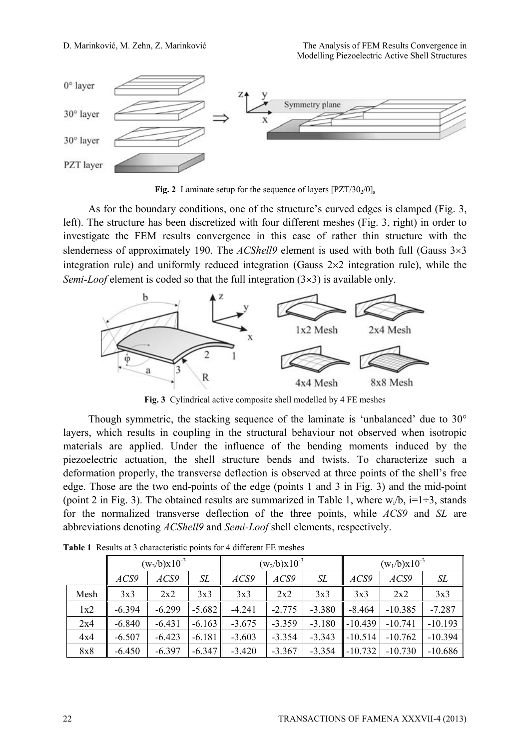**Fig. 2** Laminate setup for the sequence of layers $[PZT/30_2/0]_s$

As for the boundary conditions, one of the structure's curved edges is clamped (Fig. 3, left). The structure has been discretized with four different meshes (Fig. 3, right) in order to investigate the FEM results convergence in this case of rather thin structure with the slenderness of approximately 190. The *ACShell9* element is used with both full (Gauss 3×3 integration rule) and uniformly reduced integration (Gauss 2×2 integration rule), while the *Semi-Loof* element is coded so that the full integration (3×3) is available only.

**Fig. 3** Cylindrical active composite shell modelled by 4 FE meshes

Though symmetric, the stacking sequence of the laminate is 'unbalanced' due to 30° layers, which results in coupling in the structural behaviour not observed when isotropic materials are applied. Under the influence of the bending moments induced by the piezoelectric actuation, the shell structure bends and twists. To characterize such a deformation properly, the transverse deflection is observed at three points of the shell's free edge. Those are the two end-points of the edge (points 1 and 3 in Fig. 3) and the mid-point (point 2 in Fig. 3). The obtained results are summarized in Table 1, where $w_i/b$, $i=1\div3$, stands for the normalized transverse deflection of the three points, while *ACS9* and *SL* are abbreviations denoting *ACShell9* and *Semi-Loof* shell elements, respectively.

**Table 1** Results at 3 characteristic points for 4 different FE meshes

| | $(w_3/b)x10^{-3}$ | | | $(w_2/b)x10^{-3}$ | | | $(w_1/b)x10^{-3}$ | | |
|---|---|---|---|---|---|---|---|---|---|
| | *ACS9* | *ACS9* | *SL* | *ACS9* | *ACS9* | *SL* | *ACS9* | *ACS9* | *SL* |
| Mesh | 3x3 | 2x2 | 3x3 | 3x3 | 2x2 | 3x3 | 3x3 | 2x2 | 3x3 |
| 1x2 | -6.394 | -6.299 | -5.682 | -4.241 | -2.775 | -3.380 | -8.464 | -10.385 | -7.287 |
| 2x4 | -6.840 | -6.431 | -6.163 | -3.675 | -3.359 | -3.180 | -10.439 | -10.741 | -10.193 |
| 4x4 | -6.507 | -6.423 | -6.181 | -3.603 | -3.354 | -3.343 | -10.514 | -10.762 | -10.394 |
| 8x8 | -6.450 | -6.397 | -6.347 | -3.420 | -3.367 | -3.354 | -10.732 | -10.730 | -10.686 |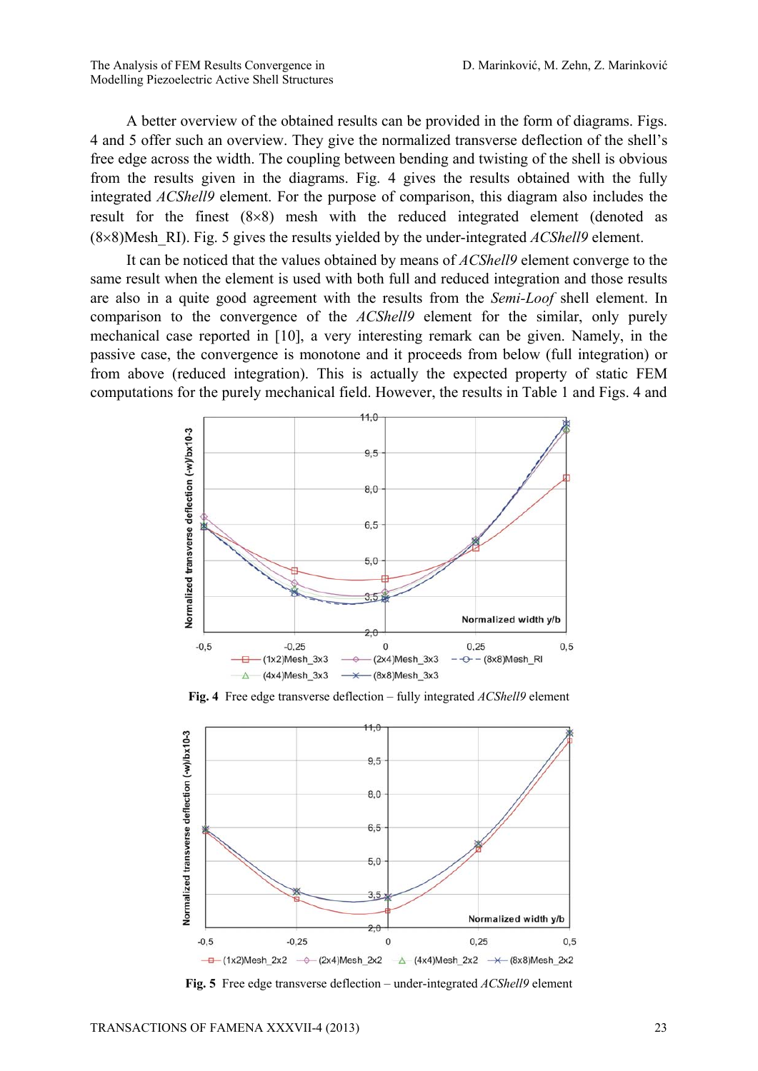A better overview of the obtained results can be provided in the form of diagrams. Figs. 4 and 5 offer such an overview. They give the normalized transverse deflection of the shell's free edge across the width. The coupling between bending and twisting of the shell is obvious from the results given in the diagrams. Fig. 4 gives the results obtained with the fully integrated *ACShell9* element. For the purpose of comparison, this diagram also includes the result for the finest (8×8) mesh with the reduced integrated element (denoted as (8×8)Mesh_RI). Fig. 5 gives the results yielded by the under-integrated *ACShell9* element.

It can be noticed that the values obtained by means of *ACShell9* element converge to the same result when the element is used with both full and reduced integration and those results are also in a quite good agreement with the results from the *Semi-Loof* shell element. In comparison to the convergence of the *ACShell9* element for the similar, only purely mechanical case reported in [10], a very interesting remark can be given. Namely, in the passive case, the convergence is monotone and it proceeds from below (full integration) or from above (reduced integration). This is actually the expected property of static FEM computations for the purely mechanical field. However, the results in Table 1 and Figs. 4 and

**Fig. 4** Free edge transverse deflection – fully integrated *ACShell9* element

**Fig. 5** Free edge transverse deflection – under-integrated *ACShell9* element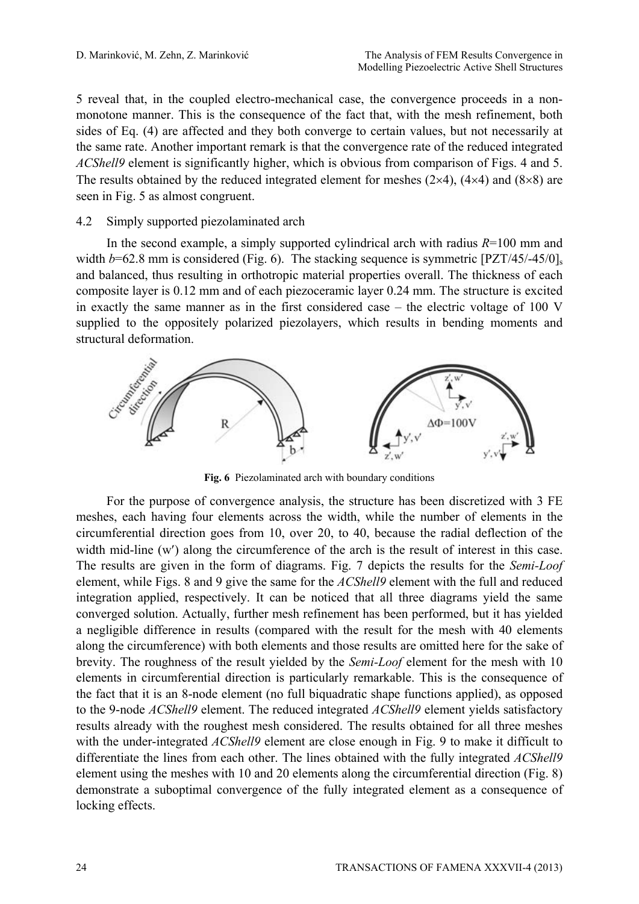5 reveal that, in the coupled electro-mechanical case, the convergence proceeds in a non-monotone manner. This is the consequence of the fact that, with the mesh refinement, both sides of Eq. (4) are affected and they both converge to certain values, but not necessarily at the same rate. Another important remark is that the convergence rate of the reduced integrated *ACShell9* element is significantly higher, which is obvious from comparison of Figs. 4 and 5. The results obtained by the reduced integrated element for meshes (2×4), (4×4) and (8×8) are seen in Fig. 5 as almost congruent.

### 4.2 Simply supported piezolaminated arch

In the second example, a simply supported cylindrical arch with radius $R$=100 mm and width $b$=62.8 mm is considered (Fig. 6). The stacking sequence is symmetric $[PZT/45/-45/0]_s$ and balanced, thus resulting in orthotropic material properties overall. The thickness of each composite layer is 0.12 mm and of each piezoceramic layer 0.24 mm. The structure is excited in exactly the same manner as in the first considered case – the electric voltage of 100 V supplied to the oppositely polarized piezolayers, which results in bending moments and structural deformation.

**Fig. 6** Piezolaminated arch with boundary conditions

For the purpose of convergence analysis, the structure has been discretized with 3 FE meshes, each having four elements across the width, while the number of elements in the circumferential direction goes from 10, over 20, to 40, because the radial deflection of the width mid-line (w′) along the circumference of the arch is the result of interest in this case. The results are given in the form of diagrams. Fig. 7 depicts the results for the *Semi-Loof* element, while Figs. 8 and 9 give the same for the *ACShell9* element with the full and reduced integration applied, respectively. It can be noticed that all three diagrams yield the same converged solution. Actually, further mesh refinement has been performed, but it has yielded a negligible difference in results (compared with the result for the mesh with 40 elements along the circumference) with both elements and those results are omitted here for the sake of brevity. The roughness of the result yielded by the *Semi-Loof* element for the mesh with 10 elements in circumferential direction is particularly remarkable. This is the consequence of the fact that it is an 8-node element (no full biquadratic shape functions applied), as opposed to the 9-node *ACShell9* element. The reduced integrated *ACShell9* element yields satisfactory results already with the roughest mesh considered. The results obtained for all three meshes with the under-integrated *ACShell9* element are close enough in Fig. 9 to make it difficult to differentiate the lines from each other. The lines obtained with the fully integrated *ACShell9* element using the meshes with 10 and 20 elements along the circumferential direction (Fig. 8) demonstrate a suboptimal convergence of the fully integrated element as a consequence of locking effects.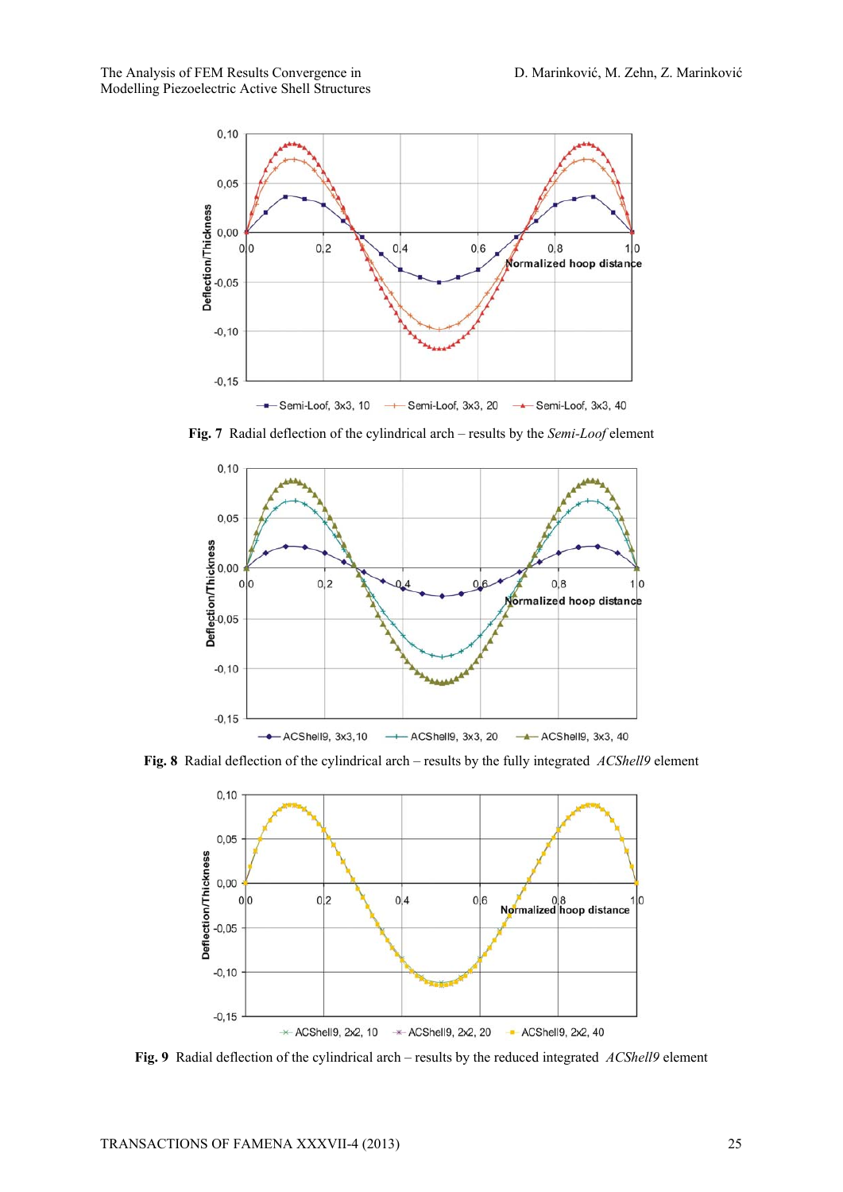**Fig. 7** Radial deflection of the cylindrical arch – results by the *Semi-Loof* element

**Fig. 8** Radial deflection of the cylindrical arch – results by the fully integrated *ACShell9* element

**Fig. 9** Radial deflection of the cylindrical arch – results by the reduced integrated *ACShell9* element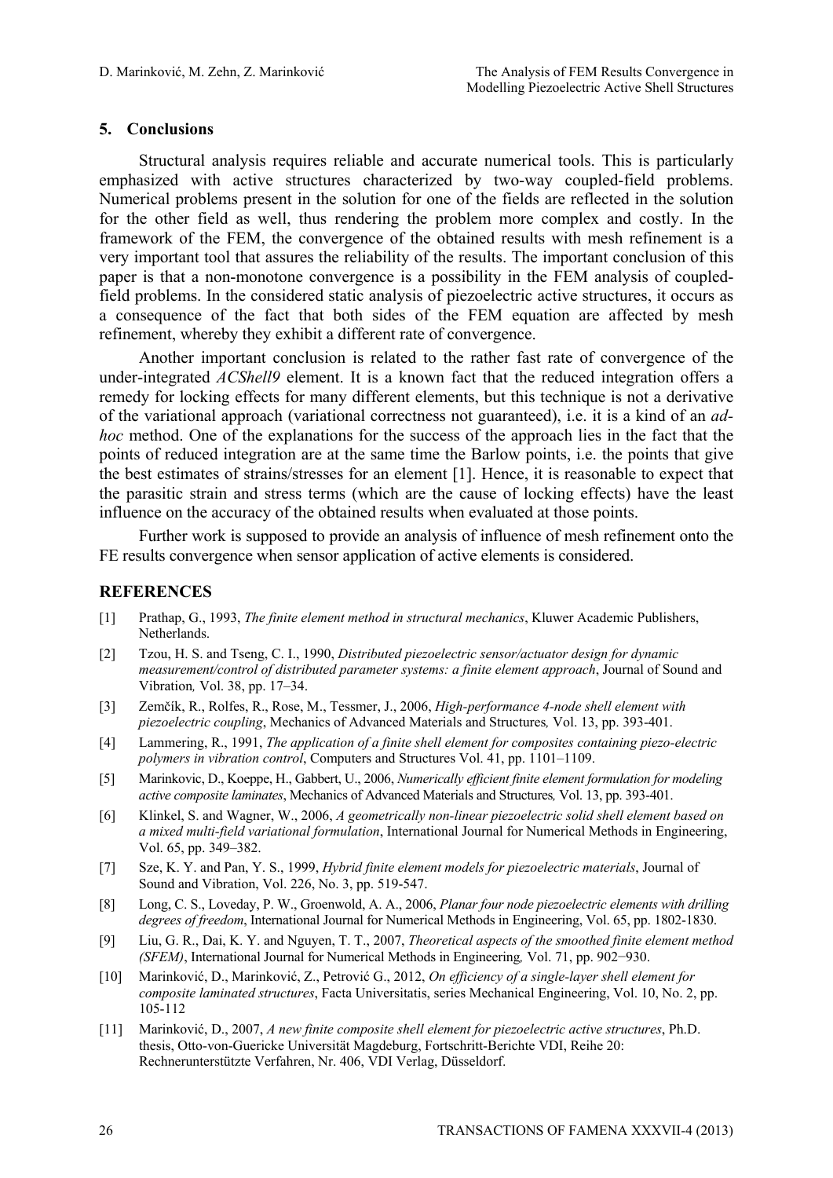## 5. Conclusions

Structural analysis requires reliable and accurate numerical tools. This is particularly emphasized with active structures characterized by two-way coupled-field problems. Numerical problems present in the solution for one of the fields are reflected in the solution for the other field as well, thus rendering the problem more complex and costly. In the framework of the FEM, the convergence of the obtained results with mesh refinement is a very important tool that assures the reliability of the results. The important conclusion of this paper is that a non-monotone convergence is a possibility in the FEM analysis of coupled-field problems. In the considered static analysis of piezoelectric active structures, it occurs as a consequence of the fact that both sides of the FEM equation are affected by mesh refinement, whereby they exhibit a different rate of convergence.

Another important conclusion is related to the rather fast rate of convergence of the under-integrated *ACShell9* element. It is a known fact that the reduced integration offers a remedy for locking effects for many different elements, but this technique is not a derivative of the variational approach (variational correctness not guaranteed), i.e. it is a kind of an *ad-hoc* method. One of the explanations for the success of the approach lies in the fact that the points of reduced integration are at the same time the Barlow points, i.e. the points that give the best estimates of strains/stresses for an element [1]. Hence, it is reasonable to expect that the parasitic strain and stress terms (which are the cause of locking effects) have the least influence on the accuracy of the obtained results when evaluated at those points.

Further work is supposed to provide an analysis of influence of mesh refinement onto the FE results convergence when sensor application of active elements is considered.

## REFERENCES

[1] Prathap, G., 1993, *The finite element method in structural mechanics*, Kluwer Academic Publishers, Netherlands.

[2] Tzou, H. S. and Tseng, C. I., 1990, *Distributed piezoelectric sensor/actuator design for dynamic measurement/control of distributed parameter systems: a finite element approach*, Journal of Sound and Vibration*,* Vol. 38, pp. 17–34.

[3] Zemčík, R., Rolfes, R., Rose, M., Tessmer, J., 2006, *High-performance 4-node shell element with piezoelectric coupling*, Mechanics of Advanced Materials and Structures*,* Vol. 13, pp. 393-401.

[4] Lammering, R., 1991, *The application of a finite shell element for composites containing piezo-electric polymers in vibration control*, Computers and Structures Vol. 41, pp. 1101–1109.

[5] Marinkovic, D., Koeppe, H., Gabbert, U., 2006, *Numerically efficient finite element formulation for modeling active composite laminates*, Mechanics of Advanced Materials and Structures*,* Vol. 13, pp. 393-401.

[6] Klinkel, S. and Wagner, W., 2006, *A geometrically non-linear piezoelectric solid shell element based on a mixed multi-field variational formulation*, International Journal for Numerical Methods in Engineering, Vol. 65, pp. 349–382.

[7] Sze, K. Y. and Pan, Y. S., 1999, *Hybrid finite element models for piezoelectric materials*, Journal of Sound and Vibration, Vol. 226, No. 3, pp. 519-547.

[8] Long, C. S., Loveday, P. W., Groenwold, A. A., 2006, *Planar four node piezoelectric elements with drilling degrees of freedom*, International Journal for Numerical Methods in Engineering, Vol. 65, pp. 1802-1830.

[9] Liu, G. R., Dai, K. Y. and Nguyen, T. T., 2007, *Theoretical aspects of the smoothed finite element method (SFEM)*, International Journal for Numerical Methods in Engineering*,* Vol. 71, pp. 902−930.

[10] Marinković, D., Marinković, Z., Petrović G., 2012, *On efficiency of a single-layer shell element for composite laminated structures*, Facta Universitatis, series Mechanical Engineering, Vol. 10, No. 2, pp. 105-112

[11] Marinković, D., 2007, *A new finite composite shell element for piezoelectric active structures*, Ph.D. thesis, Otto-von-Guericke Universität Magdeburg, Fortschritt-Berichte VDI, Reihe 20: Rechnerunterstützte Verfahren, Nr. 406, VDI Verlag, Düsseldorf.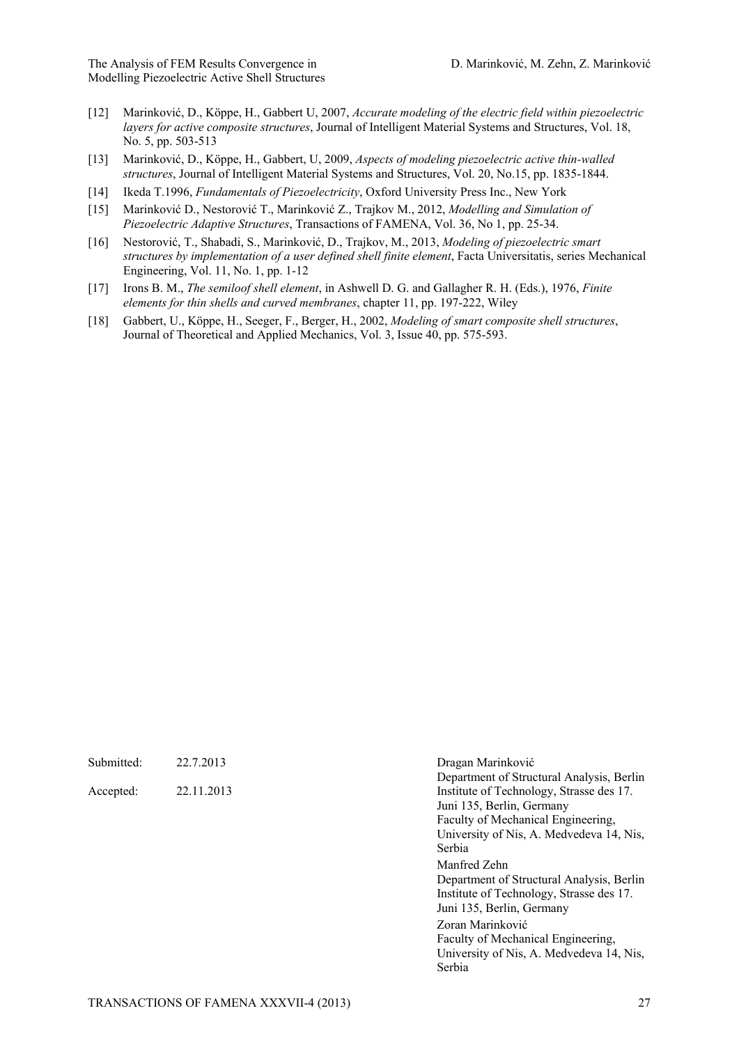[12] Marinković, D., Köppe, H., Gabbert U, 2007, *Accurate modeling of the electric field within piezoelectric layers for active composite structures*, Journal of Intelligent Material Systems and Structures, Vol. 18, No. 5, pp. 503-513

[13] Marinković, D., Köppe, H., Gabbert, U, 2009, *Aspects of modeling piezoelectric active thin-walled structures*, Journal of Intelligent Material Systems and Structures, Vol. 20, No.15, pp. 1835-1844.

[14] Ikeda T.1996, *Fundamentals of Piezoelectricity*, Oxford University Press Inc., New York

[15] Marinković D., Nestorović T., Marinković Z., Trajkov M., 2012, *Modelling and Simulation of Piezoelectric Adaptive Structures*, Transactions of FAMENA, Vol. 36, No 1, pp. 25-34.

[16] Nestorović, T., Shabadi, S., Marinković, D., Trajkov, M., 2013, *Modeling of piezoelectric smart structures by implementation of a user defined shell finite element*, Facta Universitatis, series Mechanical Engineering, Vol. 11, No. 1, pp. 1-12

[17] Irons B. M., *The semiloof shell element*, in Ashwell D. G. and Gallagher R. H. (Eds.), 1976, *Finite elements for thin shells and curved membranes*, chapter 11, pp. 197-222, Wiley

[18] Gabbert, U., Köppe, H., Seeger, F., Berger, H., 2002, *Modeling of smart composite shell structures*, Journal of Theoretical and Applied Mechanics, Vol. 3, Issue 40, pp. 575-593.

Submitted: 22.7.2013

Accepted: 22.11.2013

Dragan Marinković
Department of Structural Analysis, Berlin Institute of Technology, Strasse des 17. Juni 135, Berlin, Germany
Faculty of Mechanical Engineering, University of Nis, A. Medvedeva 14, Nis, Serbia

Manfred Zehn
Department of Structural Analysis, Berlin Institute of Technology, Strasse des 17. Juni 135, Berlin, Germany

Zoran Marinković
Faculty of Mechanical Engineering, University of Nis, A. Medvedeva 14, Nis, Serbia